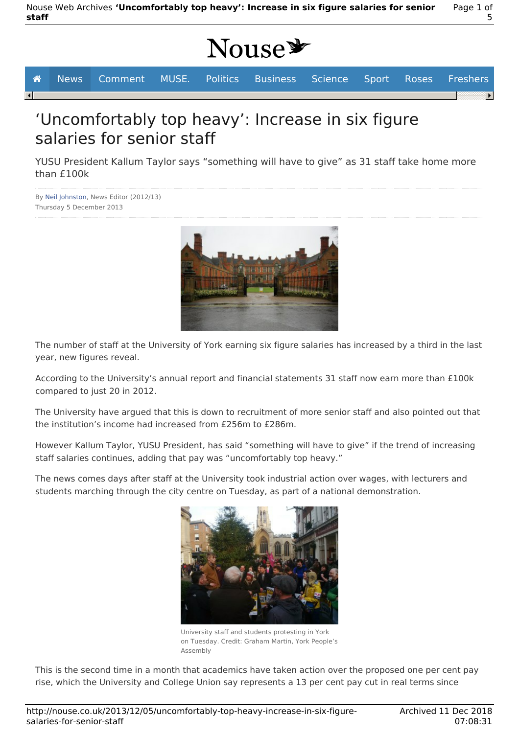# 'Uncomfortably top heavy': Increase in six figure salaries for senior staff

YUSU President Kallum Taylor says "something will have to give" as 31 staff take home more than £100k

By Neil Johnston, News Editor (2012/13)
Thursday 5 December 2013

The number of staff at the University of York earning six figure salaries has increased by a third in the last year, new figures reveal.

According to the University's annual report and financial statements 31 staff now earn more than £100k compared to just 20 in 2012.

The University have argued that this is down to recruitment of more senior staff and also pointed out that the institution's income had increased from £256m to £286m.

However Kallum Taylor, YUSU President, has said "something will have to give" if the trend of increasing staff salaries continues, adding that pay was "uncomfortably top heavy."

The news comes days after staff at the University took industrial action over wages, with lecturers and students marching through the city centre on Tuesday, as part of a national demonstration.

University staff and students protesting in York on Tuesday. Credit: Graham Martin, York People's Assembly

This is the second time in a month that academics have taken action over the proposed one per cent pay rise, which the University and College Union say represents a 13 per cent pay cut in real terms since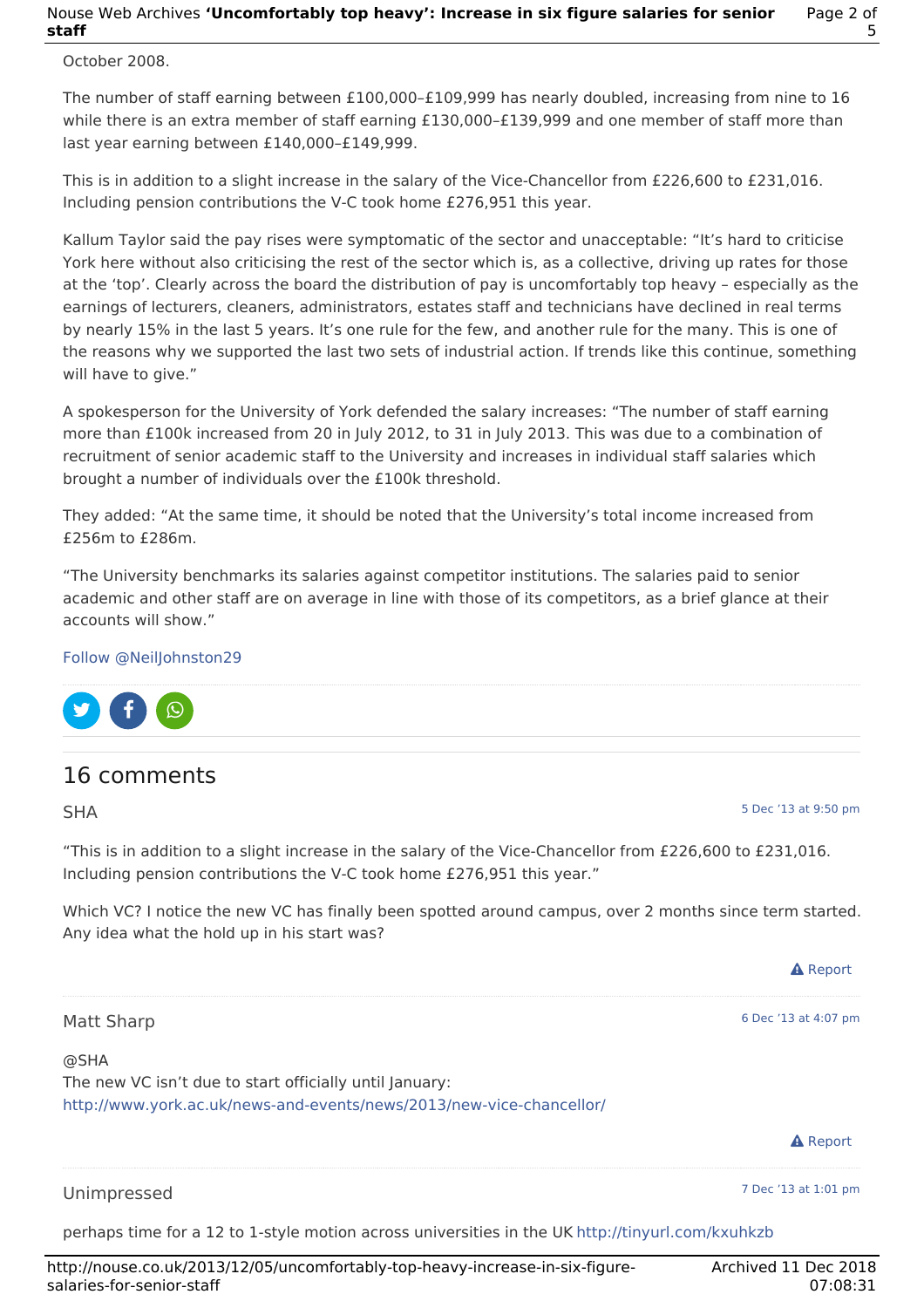October 2008.

The number of staff earning between £100,000–£109,999 has nearly doubled, increasing from nine to 16 while there is an extra member of staff earning £130,000–£139,999 and one member of staff more than last year earning between £140,000–£149,999.

This is in addition to a slight increase in the salary of the Vice-Chancellor from £226,600 to £231,016. Including pension contributions the V-C took home £276,951 this year.

Kallum Taylor said the pay rises were symptomatic of the sector and unacceptable: "It's hard to criticise York here without also criticising the rest of the sector which is, as a collective, driving up rates for those at the 'top'. Clearly across the board the distribution of pay is uncomfortably top heavy – especially as the earnings of lecturers, cleaners, administrators, estates staff and technicians have declined in real terms by nearly 15% in the last 5 years. It's one rule for the few, and another rule for the many. This is one of the reasons why we supported the last two sets of industrial action. If trends like this continue, something will have to give."

A spokesperson for the University of York defended the salary increases: "The number of staff earning more than £100k increased from 20 in July 2012, to 31 in July 2013. This was due to a combination of recruitment of senior academic staff to the University and increases in individual staff salaries which brought a number of individuals over the £100k threshold.

They added: "At the same time, it should be noted that the University's total income increased from £256m to £286m.

"The University benchmarks its salaries against competitor institutions. The salaries paid to senior academic and other staff are on average in line with those of its competitors, as a brief glance at their accounts will show."

Follow @NeilJohnston29

## 16 comments

SHA — 5 Dec '13 at 9:50 pm

"This is in addition to a slight increase in the salary of the Vice-Chancellor from £226,600 to £231,016. Including pension contributions the V-C took home £276,951 this year."

Which VC? I notice the new VC has finally been spotted around campus, over 2 months since term started. Any idea what the hold up in his start was?

Report

Matt Sharp — 6 Dec '13 at 4:07 pm

@SHA
The new VC isn't due to start officially until January:
http://www.york.ac.uk/news-and-events/news/2013/new-vice-chancellor/

Report

Unimpressed — 7 Dec '13 at 1:01 pm

perhaps time for a 12 to 1-style motion across universities in the UK http://tinyurl.com/kxuhkzb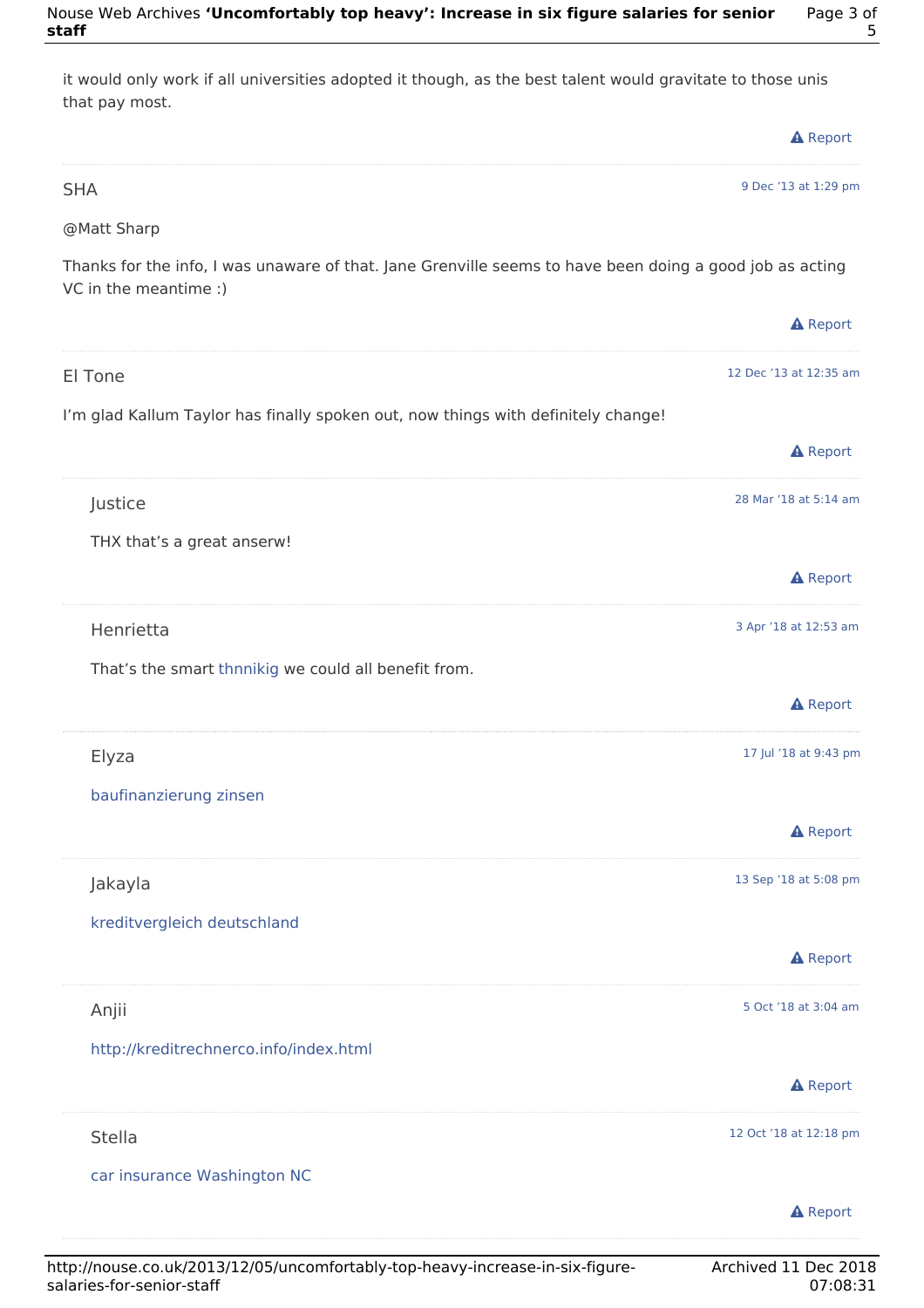it would only work if all universities adopted it though, as the best talent would gravitate to those unis that pay most.

Report

---

SHA

9 Dec '13 at 1:29 pm

@Matt Sharp

Thanks for the info, I was unaware of that. Jane Grenville seems to have been doing a good job as acting VC in the meantime :)

Report

---

El Tone

12 Dec '13 at 12:35 am

I'm glad Kallum Taylor has finally spoken out, now things with definitely change!

Report

---

Justice

28 Mar '18 at 5:14 am

THX that's a great anserw!

Report

---

Henrietta

3 Apr '18 at 12:53 am

That's the smart thnnikig we could all benefit from.

Report

---

Elyza

17 Jul '18 at 9:43 pm

baufinanzierung zinsen

Report

---

Jakayla

13 Sep '18 at 5:08 pm

kreditvergleich deutschland

Report

---

Anjii

5 Oct '18 at 3:04 am

http://kreditrechnerco.info/index.html

Report

---

Stella

12 Oct '18 at 12:18 pm

car insurance Washington NC

Report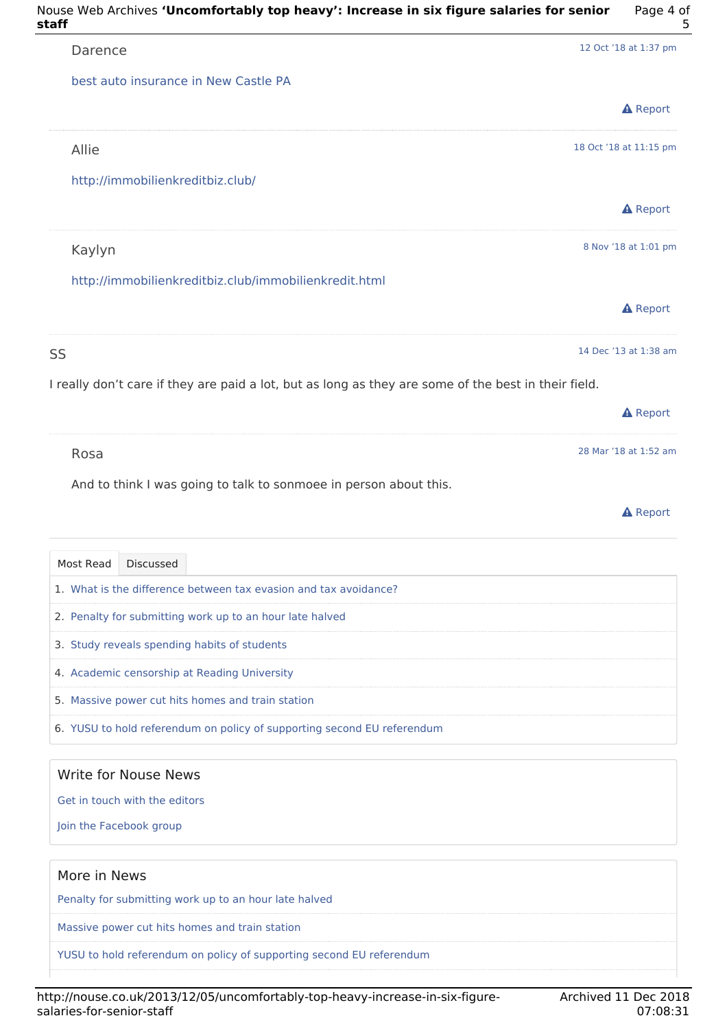Darence

12 Oct '18 at 1:37 pm

best auto insurance in New Castle PA

Report

Allie

18 Oct '18 at 11:15 pm

http://immobilienkreditbiz.club/

Report

Kaylyn

8 Nov '18 at 1:01 pm

http://immobilienkreditbiz.club/immobilienkredit.html

Report

SS

14 Dec '13 at 1:38 am

I really don't care if they are paid a lot, but as long as they are some of the best in their field.

Report

Rosa

28 Mar '18 at 1:52 am

And to think I was going to talk to sonmoee in person about this.

Report

Most Read | Discussed

1. What is the difference between tax evasion and tax avoidance?
2. Penalty for submitting work up to an hour late halved
3. Study reveals spending habits of students
4. Academic censorship at Reading University
5. Massive power cut hits homes and train station
6. YUSU to hold referendum on policy of supporting second EU referendum

## Write for Nouse News

Get in touch with the editors

Join the Facebook group

## More in News

Penalty for submitting work up to an hour late halved

Massive power cut hits homes and train station

YUSU to hold referendum on policy of supporting second EU referendum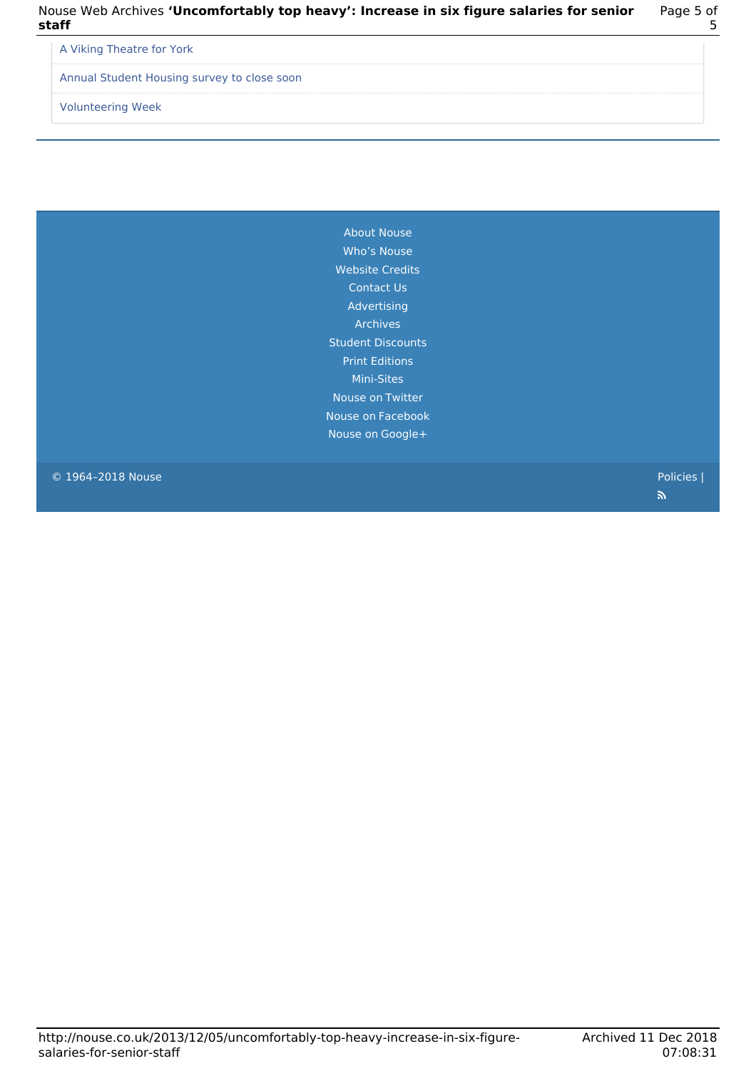- A Viking Theatre for York
- Annual Student Housing survey to close soon
- Volunteering Week

About Nouse
Who's Nouse
Website Credits
Contact Us
Advertising
Archives
Student Discounts
Print Editions
Mini-Sites
Nouse on Twitter
Nouse on Facebook
Nouse on Google+

© 1964–2018 Nouse

Policies |